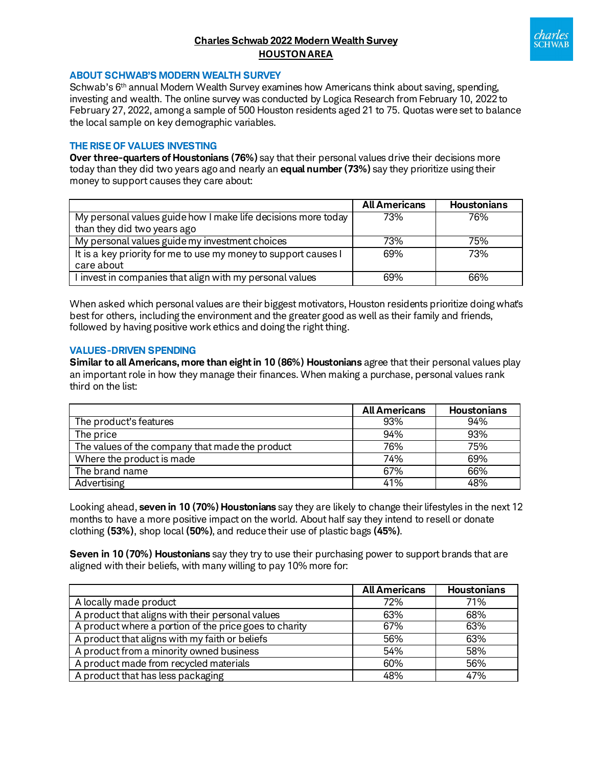# Charles Schwab 2022 Modern Wealth Survey
## HOUSTON AREA

### ABOUT SCHWAB'S MODERN WEALTH SURVEY

Schwab's 6th annual Modern Wealth Survey examines how Americans think about saving, spending, investing and wealth. The online survey was conducted by Logica Research from February 10, 2022 to February 27, 2022, among a sample of 500 Houston residents aged 21 to 75. Quotas were set to balance the local sample on key demographic variables.

### THE RISE OF VALUES INVESTING

**Over three-quarters of Houstonians (76%)** say that their personal values drive their decisions more today than they did two years ago and nearly an **equal number (73%)** say they prioritize using their money to support causes they care about:

| | All Americans | Houstonians |
|---|---|---|
| My personal values guide how I make life decisions more today than they did two years ago | 73% | 76% |
| My personal values guide my investment choices | 73% | 75% |
| It is a key priority for me to use my money to support causes I care about | 69% | 73% |
| I invest in companies that align with my personal values | 69% | 66% |

When asked which personal values are their biggest motivators, Houston residents prioritize doing what's best for others, including the environment and the greater good as well as their family and friends, followed by having positive work ethics and doing the right thing.

### VALUES-DRIVEN SPENDING

**Similar to all Americans, more than eight in 10 (86%) Houstonians** agree that their personal values play an important role in how they manage their finances. When making a purchase, personal values rank third on the list:

| | All Americans | Houstonians |
|---|---|---|
| The product's features | 93% | 94% |
| The price | 94% | 93% |
| The values of the company that made the product | 76% | 75% |
| Where the product is made | 74% | 69% |
| The brand name | 67% | 66% |
| Advertising | 41% | 48% |

Looking ahead, **seven in 10 (70%) Houstonians** say they are likely to change their lifestyles in the next 12 months to have a more positive impact on the world. About half say they intend to resell or donate clothing **(53%)**, shop local **(50%)**, and reduce their use of plastic bags **(45%)**.

**Seven in 10 (70%) Houstonians** say they try to use their purchasing power to support brands that are aligned with their beliefs, with many willing to pay 10% more for:

| | All Americans | Houstonians |
|---|---|---|
| A locally made product | 72% | 71% |
| A product that aligns with their personal values | 63% | 68% |
| A product where a portion of the price goes to charity | 67% | 63% |
| A product that aligns with my faith or beliefs | 56% | 63% |
| A product from a minority owned business | 54% | 58% |
| A product made from recycled materials | 60% | 56% |
| A product that has less packaging | 48% | 47% |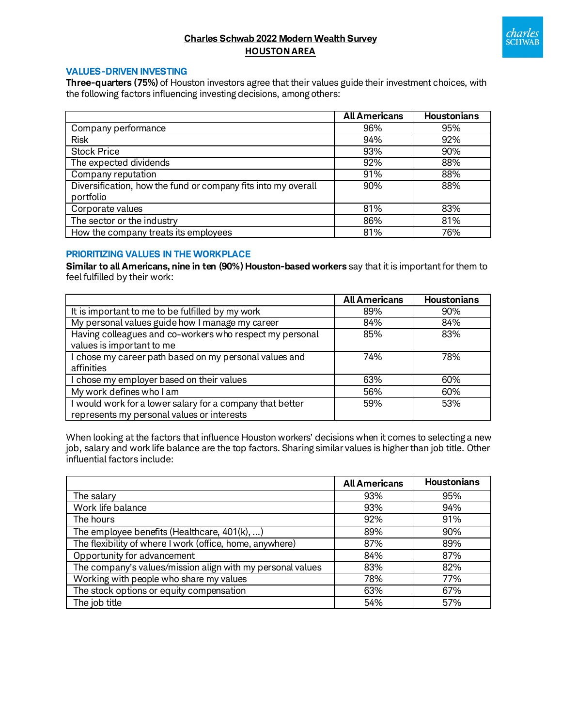**Charles Schwab 2022 Modern Wealth Survey**
**HOUSTON AREA**

## VALUES-DRIVEN INVESTING

**Three-quarters (75%)** of Houston investors agree that their values guide their investment choices, with the following factors influencing investing decisions, among others:

| | All Americans | Houstonians |
|---|---|---|
| Company performance | 96% | 95% |
| Risk | 94% | 92% |
| Stock Price | 93% | 90% |
| The expected dividends | 92% | 88% |
| Company reputation | 91% | 88% |
| Diversification, how the fund or company fits into my overall portfolio | 90% | 88% |
| Corporate values | 81% | 83% |
| The sector or the industry | 86% | 81% |
| How the company treats its employees | 81% | 76% |

## PRIORITIZING VALUES IN THE WORKPLACE

**Similar to all Americans, nine in ten (90%) Houston-based workers** say that it is important for them to feel fulfilled by their work:

| | All Americans | Houstonians |
|---|---|---|
| It is important to me to be fulfilled by my work | 89% | 90% |
| My personal values guide how I manage my career | 84% | 84% |
| Having colleagues and co-workers who respect my personal values is important to me | 85% | 83% |
| I chose my career path based on my personal values and affinities | 74% | 78% |
| I chose my employer based on their values | 63% | 60% |
| My work defines who I am | 56% | 60% |
| I would work for a lower salary for a company that better represents my personal values or interests | 59% | 53% |

When looking at the factors that influence Houston workers' decisions when it comes to selecting a new job, salary and work life balance are the top factors. Sharing similar values is higher than job title. Other influential factors include:

| | All Americans | Houstonians |
|---|---|---|
| The salary | 93% | 95% |
| Work life balance | 93% | 94% |
| The hours | 92% | 91% |
| The employee benefits (Healthcare, 401(k), ...) | 89% | 90% |
| The flexibility of where I work (office, home, anywhere) | 87% | 89% |
| Opportunity for advancement | 84% | 87% |
| The company's values/mission align with my personal values | 83% | 82% |
| Working with people who share my values | 78% | 77% |
| The stock options or equity compensation | 63% | 67% |
| The job title | 54% | 57% |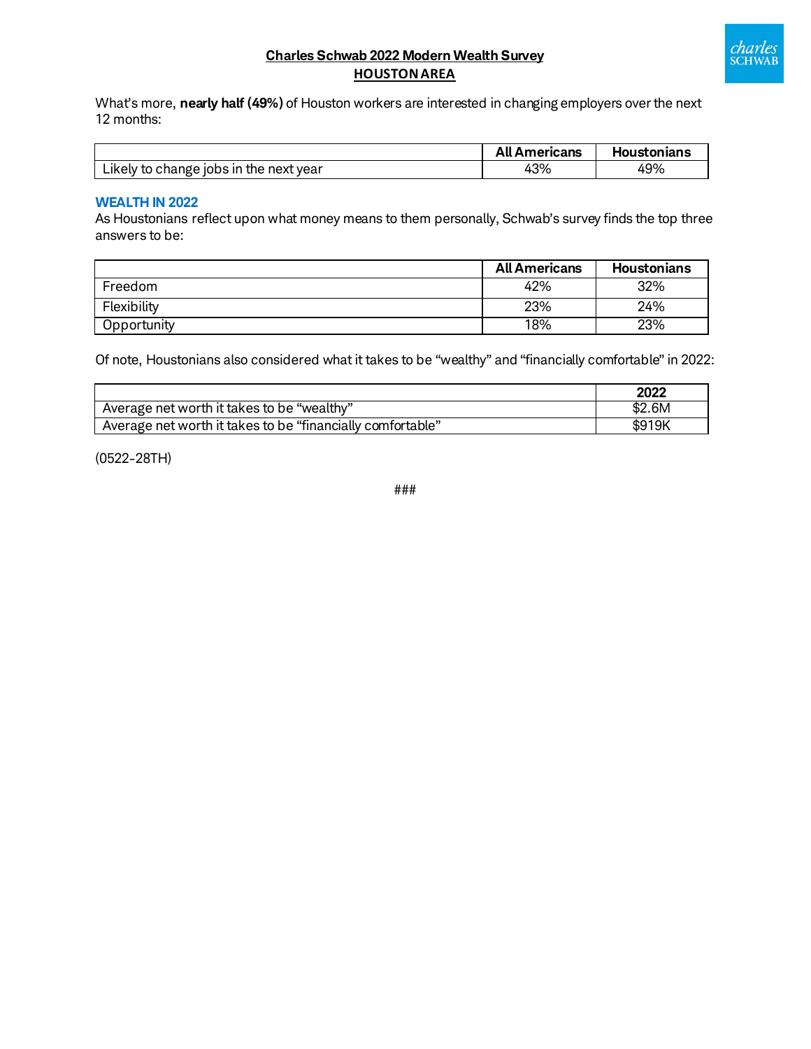**Charles Schwab 2022 Modern Wealth Survey**
**HOUSTON AREA**

What's more, **nearly half (49%)** of Houston workers are interested in changing employers over the next 12 months:

| | All Americans | Houstonians |
|---|---|---|
| Likely to change jobs in the next year | 43% | 49% |

## WEALTH IN 2022

As Houstonians reflect upon what money means to them personally, Schwab's survey finds the top three answers to be:

| | All Americans | Houstonians |
|---|---|---|
| Freedom | 42% | 32% |
| Flexibility | 23% | 24% |
| Opportunity | 18% | 23% |

Of note, Houstonians also considered what it takes to be "wealthy" and "financially comfortable" in 2022:

| | 2022 |
|---|---|
| Average net worth it takes to be "wealthy" | $2.6M |
| Average net worth it takes to be "financially comfortable" | $919K |

(0522-28TH)

###